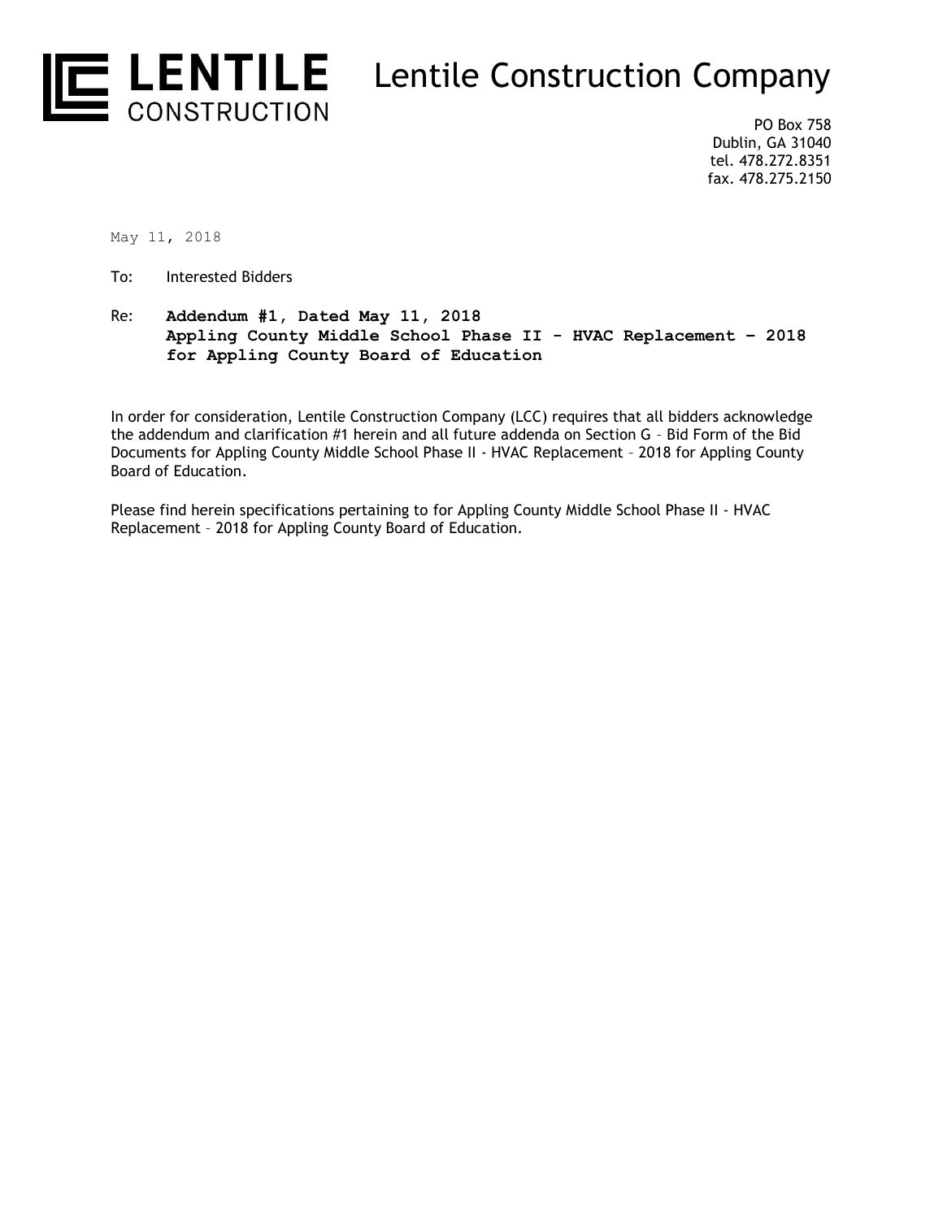**LENTILE CONSTRUCTION**

# Lentile Construction Company

PO Box 758
Dublin, GA 31040
tel. 478.272.8351
fax. 478.275.2150

May 11, 2018

To: Interested Bidders

Re: **Addendum #1, Dated May 11, 2018**
**Appling County Middle School Phase II - HVAC Replacement – 2018**
**for Appling County Board of Education**

In order for consideration, Lentile Construction Company (LCC) requires that all bidders acknowledge the addendum and clarification #1 herein and all future addenda on Section G – Bid Form of the Bid Documents for Appling County Middle School Phase II - HVAC Replacement – 2018 for Appling County Board of Education.

Please find herein specifications pertaining to for Appling County Middle School Phase II - HVAC Replacement – 2018 for Appling County Board of Education.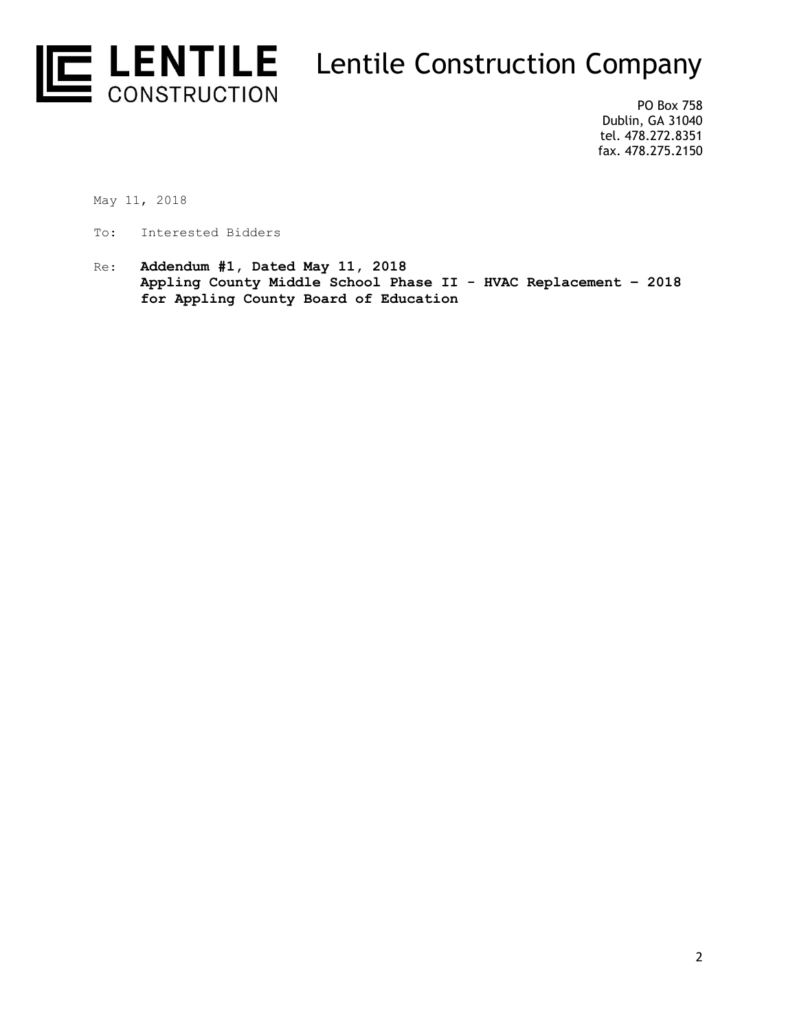# LENTILE CONSTRUCTION

# Lentile Construction Company

PO Box 758
Dublin, GA 31040
tel. 478.272.8351
fax. 478.275.2150

May 11, 2018

To: Interested Bidders

Re: **Addendum #1, Dated May 11, 2018**
**Appling County Middle School Phase II - HVAC Replacement – 2018**
**for Appling County Board of Education**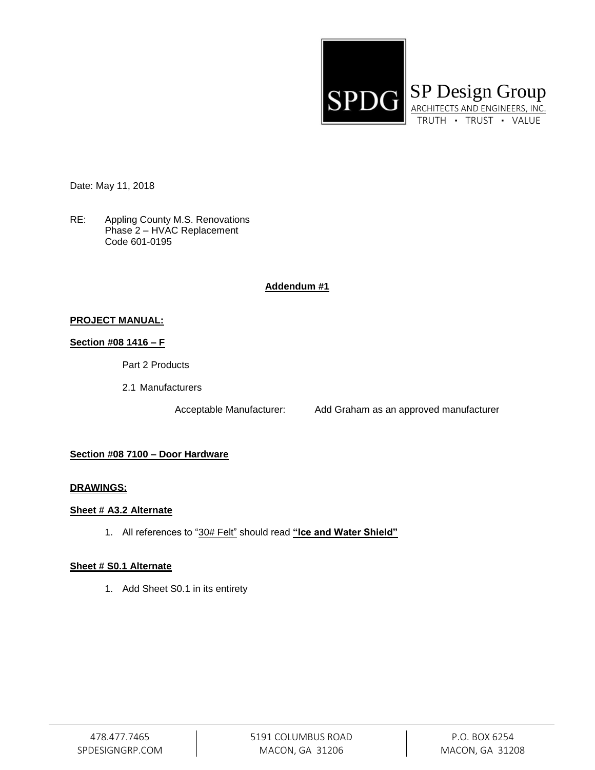SP Design Group
ARCHITECTS AND ENGINEERS, INC.
TRUTH · TRUST · VALUE

Date: May 11, 2018

RE: Appling County M.S. Renovations
Phase 2 – HVAC Replacement
Code 601-0195

**Addendum #1**

**PROJECT MANUAL:**

**Section #08 1416 – F**

Part 2 Products

2.1 Manufacturers

Acceptable Manufacturer: Add Graham as an approved manufacturer

**Section #08 7100 – Door Hardware**

**DRAWINGS:**

**Sheet # A3.2 Alternate**

1. All references to "30# Felt" should read **"Ice and Water Shield"**

**Sheet # S0.1 Alternate**

1. Add Sheet S0.1 in its entirety

478.477.7465
SPDESIGNGRP.COM

5191 COLUMBUS ROAD
MACON, GA 31206

P.O. BOX 6254
MACON, GA 31208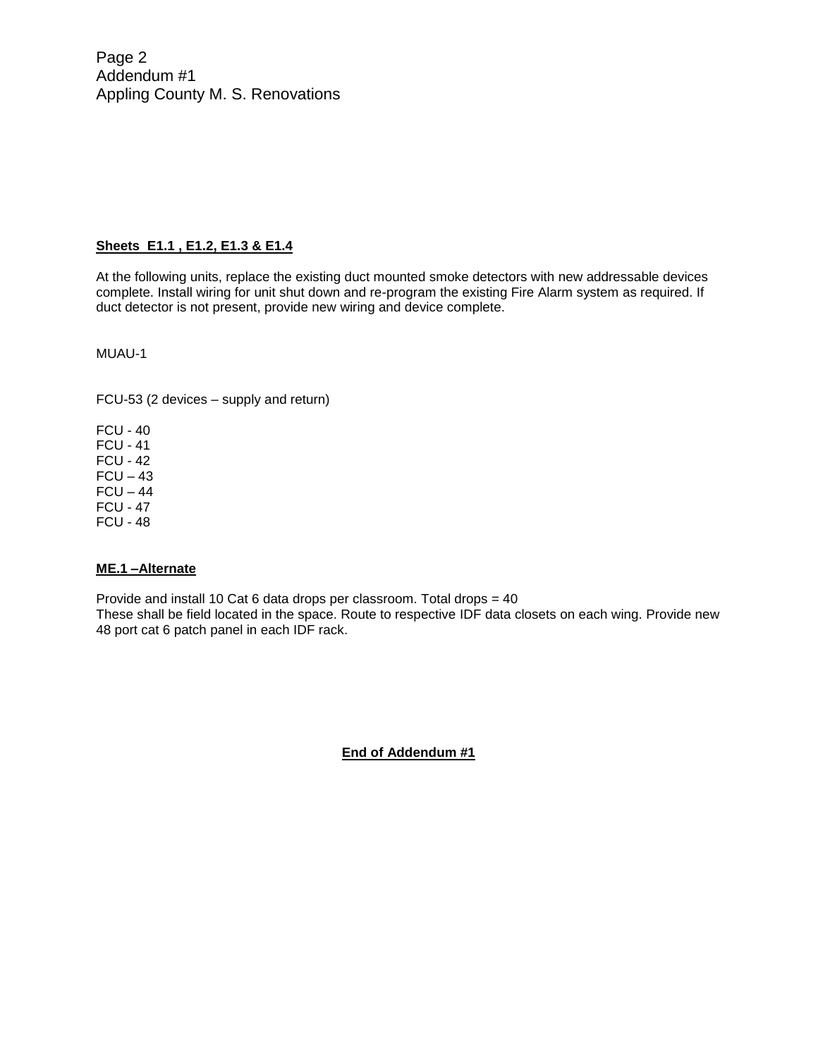**Sheets E1.1 , E1.2, E1.3 & E1.4**

At the following units, replace the existing duct mounted smoke detectors with new addressable devices complete. Install wiring for unit shut down and re-program the existing Fire Alarm system as required. If duct detector is not present, provide new wiring and device complete.

MUAU-1

FCU-53 (2 devices – supply and return)

FCU - 40
FCU - 41
FCU - 42
FCU – 43
FCU – 44
FCU - 47
FCU - 48

**ME.1 –Alternate**

Provide and install 10 Cat 6 data drops per classroom. Total drops = 40
These shall be field located in the space. Route to respective IDF data closets on each wing. Provide new 48 port cat 6 patch panel in each IDF rack.

**End of Addendum #1**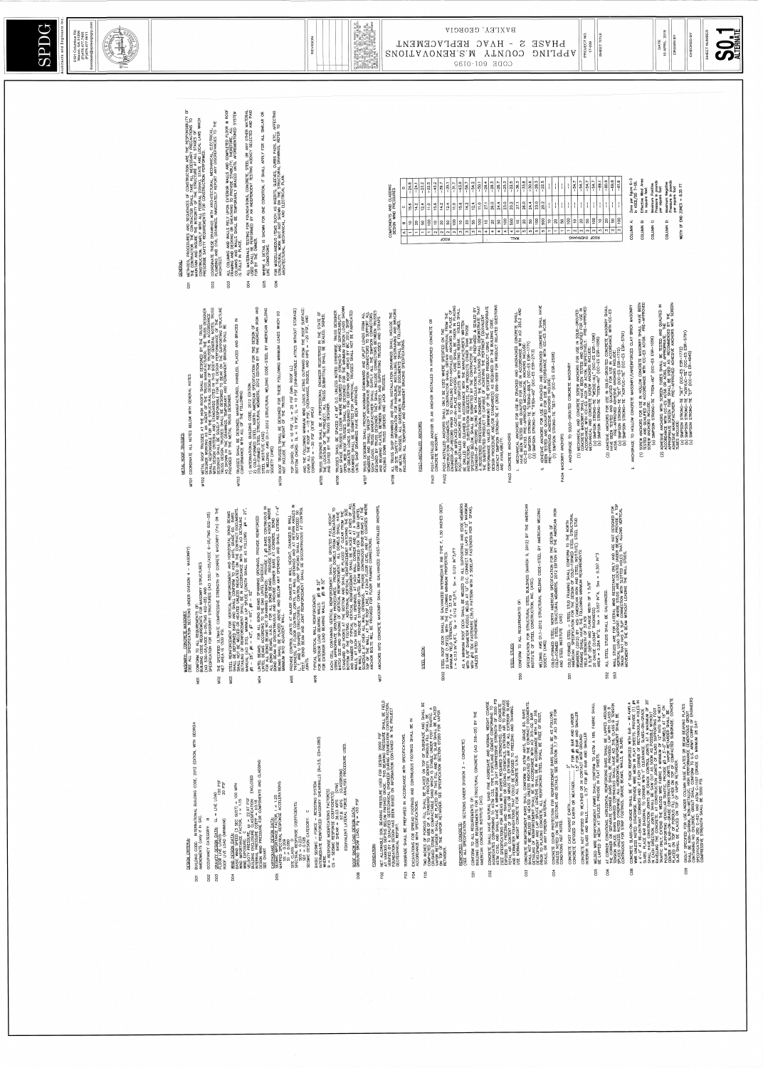# SPDG

Architects and Engineers Inc.

## APPLING COUNTY M.S. RENOVATIONS
## PHASE 2 - HVAC REPLACEMENT
## BAXLEY, GEORGIA

CODE 601-0195

PROJECT NO: 17-022

DATE: 10 APRIL 2018

SHEET NUMBER: **S0.1 ALTERNATE**

---

### DESIGN CRITERIA

### FOUNDATIONS

### REINFORCED CONCRETE

### MASONRY - CONCRETE MASONRY

### STEEL DECK

### STEEL STUDS

### METAL ROOF TRUSSES

### POST-INSTALLED ANCHORS

### GENERAL

### COMPONENTS AND CLADDING DESIGN WIND PRESSURES

| | A | B | C | D |
|---|---|---|---|---|
| ROOF | 1 | 10 | 15.8 | -24.8 |
| | 1 | 20 | 14.2 | -24.1 |
| | 1 | 50 | 12.4 | -23.2 |
| | 1 | 100 | 11.0 | -22.5 |
| | 2 | 10 | 15.6 | -42.2 |
| | 2 | 20 | 14.2 | -39.7 |
| | 2 | 50 | 12.4 | -35.7 |
| | 2 | 100 | 11.0 | -31.7 |
| | 3 | 10 | 15.8 | -63.5 |
| | 3 | 20 | 14.2 | -58.7 |
| | 3 | 50 | 12.4 | -54.2 |
| | 3 | 100 | 11.0 | -50.1 |
| WALL | 4 | 10 | 27.1 | -29.4 |
| | 4 | 20 | 26.0 | -28.3 |
| | 4 | 50 | 24.4 | -26.7 |
| | 4 | 100 | 23.0 | -25.3 |
| | 4 | 500 | 20.2 | -22.5 |
| | 5 | 10 | 27.1 | -36.3 |
| | 5 | 20 | 26.0 | -33.8 |
| | 5 | 50 | 24.4 | -30.6 |
| | 5 | 100 | 23.0 | -28.3 |
| | 5 | 500 | 20.2 | -22.5 |
| ROOF OVERHANG | 2 | 10 | -- | -34.7 |
| | 2 | 20 | -- | -34.7 |
| | 2 | 50 | -- | -34.7 |
| | 2 | 100 | -- | -34.7 |
| | 3 | 10 | -- | -69.1 |
| | 3 | 20 | -- | -58.0 |
| | 3 | 50 | -- | -48.8 |
| | 3 | 100 | -- | -41.6 |

COLUMN A: Zone per figure 6-3 in ASCE7-10

COLUMN B: Effective wind area in square feet

COLUMN C: Maximum positive pressure in pounds per square foot

COLUMN D: Maximum negative pressure in pounds per square foot

WIDTH OF END ZONES = 6.35 FT